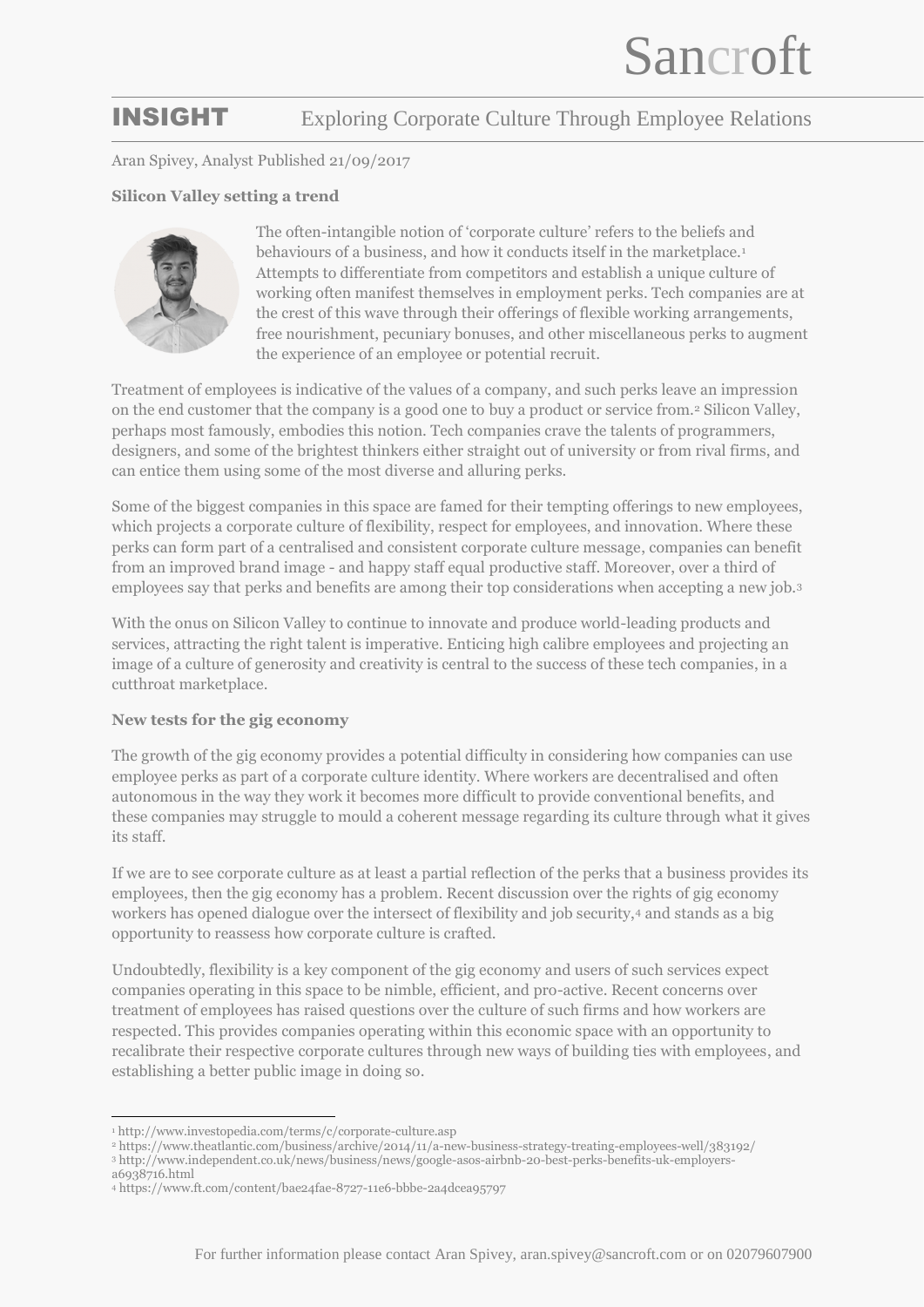Sancroft

# INSIGHT Exploring Corporate Culture Through Employee Relations

Aran Spivey, Analyst Published 21/09/2017

**Silicon Valley setting a trend**

The often-intangible notion of 'corporate culture' refers to the beliefs and behaviours of a business, and how it conducts itself in the marketplace.[1] Attempts to differentiate from competitors and establish a unique culture of working often manifest themselves in employment perks. Tech companies are at the crest of this wave through their offerings of flexible working arrangements, free nourishment, pecuniary bonuses, and other miscellaneous perks to augment the experience of an employee or potential recruit.

Treatment of employees is indicative of the values of a company, and such perks leave an impression on the end customer that the company is a good one to buy a product or service from.[2] Silicon Valley, perhaps most famously, embodies this notion. Tech companies crave the talents of programmers, designers, and some of the brightest thinkers either straight out of university or from rival firms, and can entice them using some of the most diverse and alluring perks.

Some of the biggest companies in this space are famed for their tempting offerings to new employees, which projects a corporate culture of flexibility, respect for employees, and innovation. Where these perks can form part of a centralised and consistent corporate culture message, companies can benefit from an improved brand image - and happy staff equal productive staff. Moreover, over a third of employees say that perks and benefits are among their top considerations when accepting a new job.[3]

With the onus on Silicon Valley to continue to innovate and produce world-leading products and services, attracting the right talent is imperative. Enticing high calibre employees and projecting an image of a culture of generosity and creativity is central to the success of these tech companies, in a cutthroat marketplace.

**New tests for the gig economy**

The growth of the gig economy provides a potential difficulty in considering how companies can use employee perks as part of a corporate culture identity. Where workers are decentralised and often autonomous in the way they work it becomes more difficult to provide conventional benefits, and these companies may struggle to mould a coherent message regarding its culture through what it gives its staff.

If we are to see corporate culture as at least a partial reflection of the perks that a business provides its employees, then the gig economy has a problem. Recent discussion over the rights of gig economy workers has opened dialogue over the intersect of flexibility and job security,[4] and stands as a big opportunity to reassess how corporate culture is crafted.

Undoubtedly, flexibility is a key component of the gig economy and users of such services expect companies operating in this space to be nimble, efficient, and pro-active. Recent concerns over treatment of employees has raised questions over the culture of such firms and how workers are respected. This provides companies operating within this economic space with an opportunity to recalibrate their respective corporate cultures through new ways of building ties with employees, and establishing a better public image in doing so.

---

[1] http://www.investopedia.com/terms/c/corporate-culture.asp
[2] https://www.theatlantic.com/business/archive/2014/11/a-new-business-strategy-treating-employees-well/383192/
[3] http://www.independent.co.uk/news/business/news/google-asos-airbnb-20-best-perks-benefits-uk-employers-a6938716.html
[4] https://www.ft.com/content/bae24fae-8727-11e6-bbbe-2a4dcea95797

For further information please contact Aran Spivey, aran.spivey@sancroft.com or on 02079607900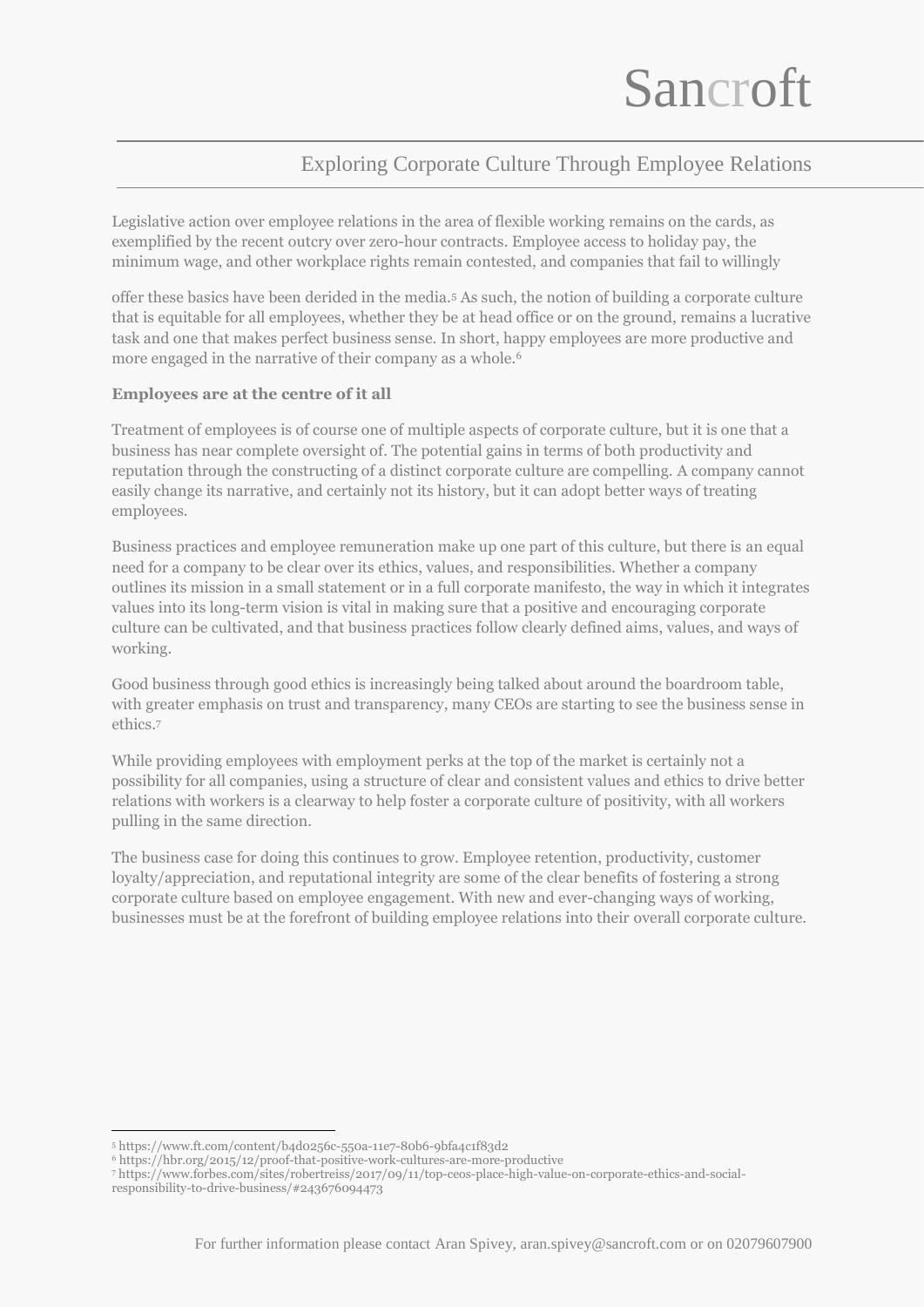Legislative action over employee relations in the area of flexible working remains on the cards, as exemplified by the recent outcry over zero-hour contracts. Employee access to holiday pay, the minimum wage, and other workplace rights remain contested, and companies that fail to willingly

offer these basics have been derided in the media.[5] As such, the notion of building a corporate culture that is equitable for all employees, whether they be at head office or on the ground, remains a lucrative task and one that makes perfect business sense. In short, happy employees are more productive and more engaged in the narrative of their company as a whole.[6]

**Employees are at the centre of it all**

Treatment of employees is of course one of multiple aspects of corporate culture, but it is one that a business has near complete oversight of. The potential gains in terms of both productivity and reputation through the constructing of a distinct corporate culture are compelling. A company cannot easily change its narrative, and certainly not its history, but it can adopt better ways of treating employees.

Business practices and employee remuneration make up one part of this culture, but there is an equal need for a company to be clear over its ethics, values, and responsibilities. Whether a company outlines its mission in a small statement or in a full corporate manifesto, the way in which it integrates values into its long-term vision is vital in making sure that a positive and encouraging corporate culture can be cultivated, and that business practices follow clearly defined aims, values, and ways of working.

Good business through good ethics is increasingly being talked about around the boardroom table, with greater emphasis on trust and transparency, many CEOs are starting to see the business sense in ethics.[7]

While providing employees with employment perks at the top of the market is certainly not a possibility for all companies, using a structure of clear and consistent values and ethics to drive better relations with workers is a clearway to help foster a corporate culture of positivity, with all workers pulling in the same direction.

The business case for doing this continues to grow. Employee retention, productivity, customer loyalty/appreciation, and reputational integrity are some of the clear benefits of fostering a strong corporate culture based on employee engagement. With new and ever-changing ways of working, businesses must be at the forefront of building employee relations into their overall corporate culture.

[5] https://www.ft.com/content/b4d0256c-550a-11e7-80b6-9bfa4c1f83d2
[6] https://hbr.org/2015/12/proof-that-positive-work-cultures-are-more-productive
[7] https://www.forbes.com/sites/robertreiss/2017/09/11/top-ceos-place-high-value-on-corporate-ethics-and-social-responsibility-to-drive-business/#243676094473